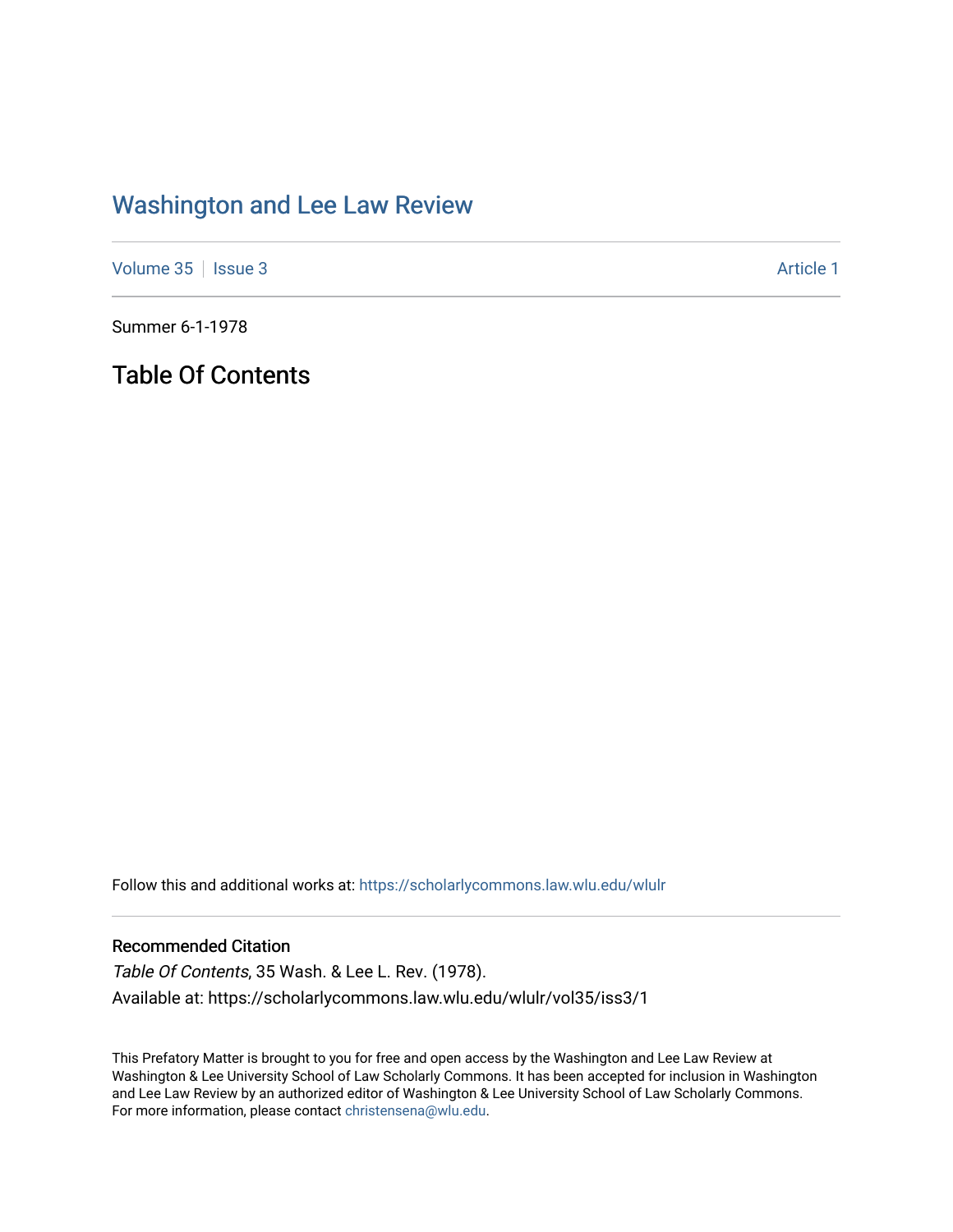# Washington and Lee Law Review

Volume 35 | Issue 3 — Article 1

Summer 6-1-1978

## Table Of Contents

Follow this and additional works at: https://scholarlycommons.law.wlu.edu/wlulr

### Recommended Citation

*Table Of Contents*, 35 Wash. & Lee L. Rev. (1978).

Available at: https://scholarlycommons.law.wlu.edu/wlulr/vol35/iss3/1

This Prefatory Matter is brought to you for free and open access by the Washington and Lee Law Review at Washington & Lee University School of Law Scholarly Commons. It has been accepted for inclusion in Washington and Lee Law Review by an authorized editor of Washington & Lee University School of Law Scholarly Commons. For more information, please contact christensena@wlu.edu.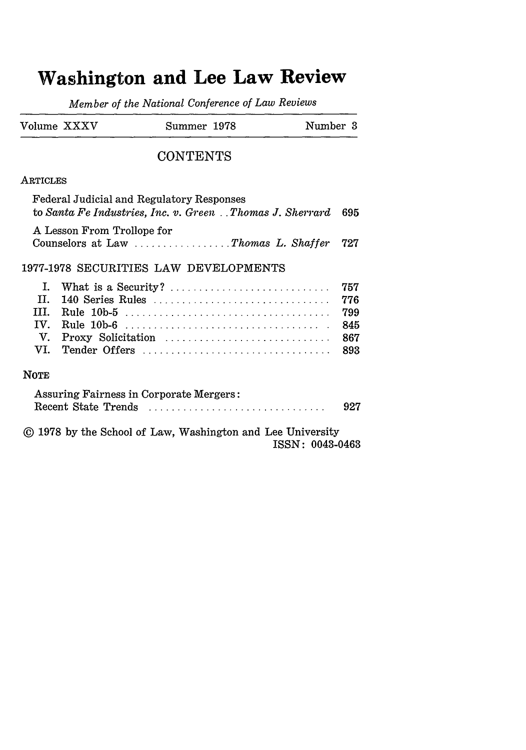# Washington and Lee Law Review

*Member of the National Conference of Law Reviews*

| | | |
|---|---|---|
| Volume XXXV | Summer 1978 | Number 3 |

## CONTENTS

### ARTICLES

Federal Judicial and Regulatory Responses to *Santa Fe Industries, Inc. v. Green* .. *Thomas J. Sherrard* 695

A Lesson From Trollope for Counselors at Law ................. *Thomas L. Shaffer* 727

### 1977-1978 SECURITIES LAW DEVELOPMENTS

| | | |
|---|---|---|
| I. | What is a Security? | 757 |
| II. | 140 Series Rules | 776 |
| III. | Rule 10b-5 | 799 |
| IV. | Rule 10b-6 | 845 |
| V. | Proxy Solicitation | 867 |
| VI. | Tender Offers | 893 |

### NOTE

Assuring Fairness in Corporate Mergers: Recent State Trends ............................... 927

© 1978 by the School of Law, Washington and Lee University
ISSN: 0043-0463